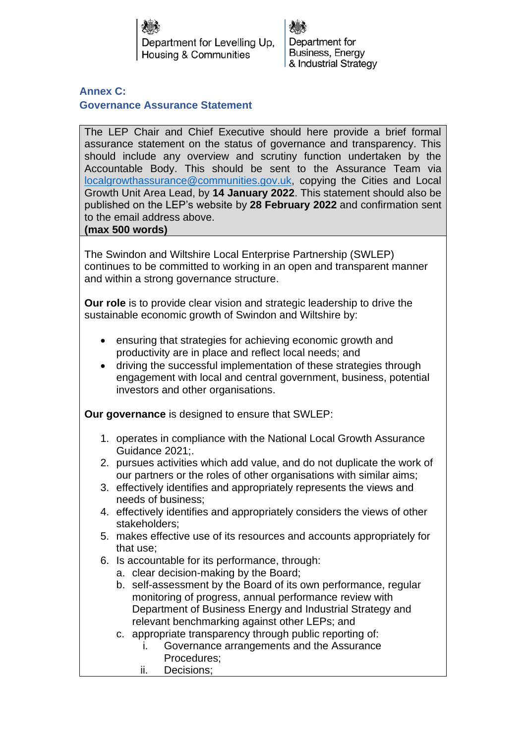Department for Levelling Up, Housing & Communities

Department for Business, Energy & Industrial Strategy

## Annex C:
## Governance Assurance Statement

The LEP Chair and Chief Executive should here provide a brief formal assurance statement on the status of governance and transparency. This should include any overview and scrutiny function undertaken by the Accountable Body. This should be sent to the Assurance Team via localgrowthassurance@communities.gov.uk, copying the Cities and Local Growth Unit Area Lead, by **14 January 2022**. This statement should also be published on the LEP's website by **28 February 2022** and confirmation sent to the email address above.
**(max 500 words)**

The Swindon and Wiltshire Local Enterprise Partnership (SWLEP) continues to be committed to working in an open and transparent manner and within a strong governance structure.

**Our role** is to provide clear vision and strategic leadership to drive the sustainable economic growth of Swindon and Wiltshire by:

- ensuring that strategies for achieving economic growth and productivity are in place and reflect local needs; and
- driving the successful implementation of these strategies through engagement with local and central government, business, potential investors and other organisations.

**Our governance** is designed to ensure that SWLEP:

1. operates in compliance with the National Local Growth Assurance Guidance 2021;.
2. pursues activities which add value, and do not duplicate the work of our partners or the roles of other organisations with similar aims;
3. effectively identifies and appropriately represents the views and needs of business;
4. effectively identifies and appropriately considers the views of other stakeholders;
5. makes effective use of its resources and accounts appropriately for that use;
6. Is accountable for its performance, through:
   a. clear decision-making by the Board;
   b. self-assessment by the Board of its own performance, regular monitoring of progress, annual performance review with Department of Business Energy and Industrial Strategy and relevant benchmarking against other LEPs; and
   c. appropriate transparency through public reporting of:
      i. Governance arrangements and the Assurance Procedures;
      ii. Decisions;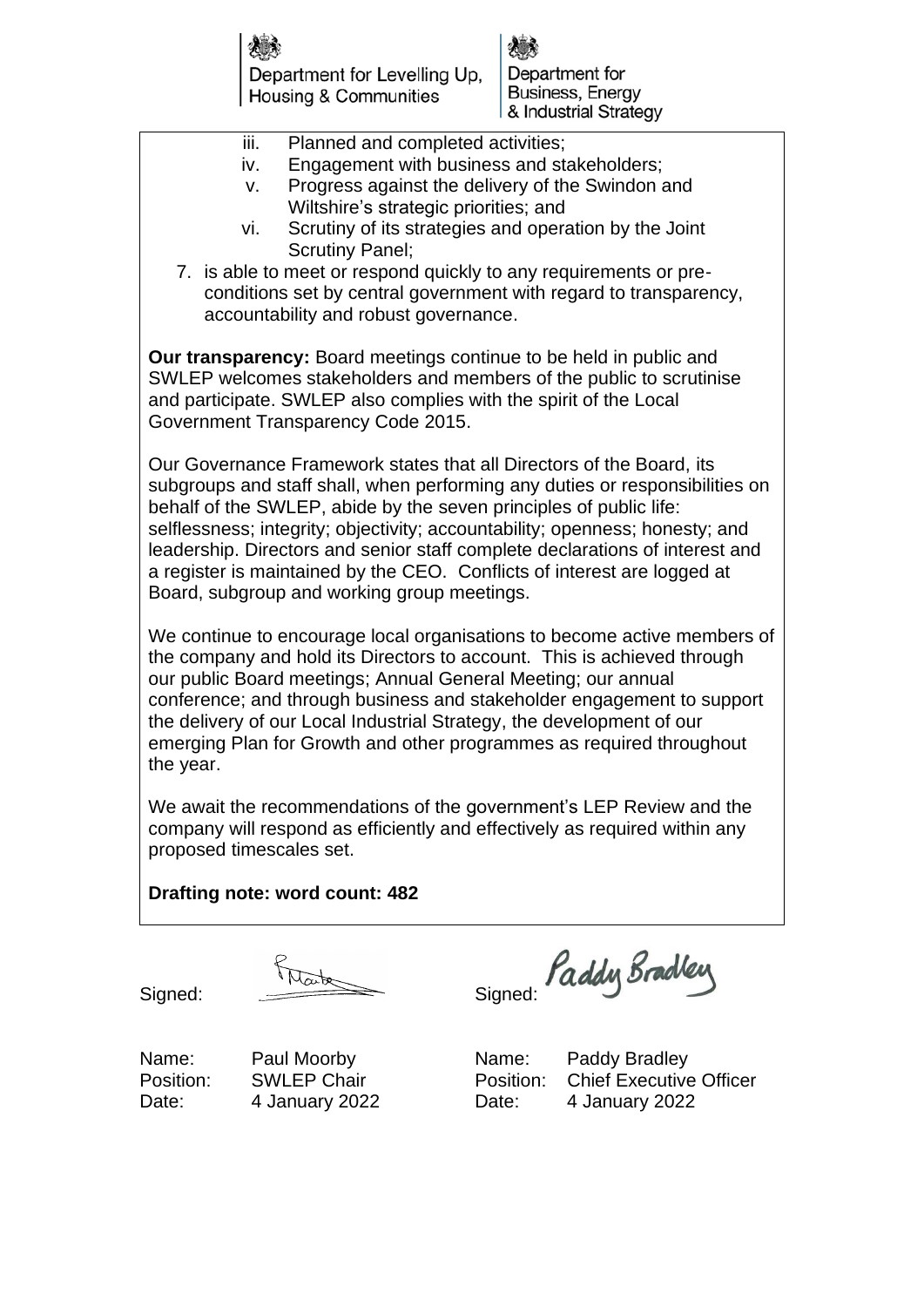iii. Planned and completed activities;
iv. Engagement with business and stakeholders;
v. Progress against the delivery of the Swindon and Wiltshire's strategic priorities; and
vi. Scrutiny of its strategies and operation by the Joint Scrutiny Panel;

7. is able to meet or respond quickly to any requirements or pre-conditions set by central government with regard to transparency, accountability and robust governance.

**Our transparency:** Board meetings continue to be held in public and SWLEP welcomes stakeholders and members of the public to scrutinise and participate. SWLEP also complies with the spirit of the Local Government Transparency Code 2015.

Our Governance Framework states that all Directors of the Board, its subgroups and staff shall, when performing any duties or responsibilities on behalf of the SWLEP, abide by the seven principles of public life: selflessness; integrity; objectivity; accountability; openness; honesty; and leadership. Directors and senior staff complete declarations of interest and a register is maintained by the CEO. Conflicts of interest are logged at Board, subgroup and working group meetings.

We continue to encourage local organisations to become active members of the company and hold its Directors to account. This is achieved through our public Board meetings; Annual General Meeting; our annual conference; and through business and stakeholder engagement to support the delivery of our Local Industrial Strategy, the development of our emerging Plan for Growth and other programmes as required throughout the year.

We await the recommendations of the government's LEP Review and the company will respond as efficiently and effectively as required within any proposed timescales set.

**Drafting note: word count: 482**

| | | | |
|---|---|---|---|
| Signed: | | Signed: | |
| Name: | Paul Moorby | Name: | Paddy Bradley |
| Position: | SWLEP Chair | Position: | Chief Executive Officer |
| Date: | 4 January 2022 | Date: | 4 January 2022 |